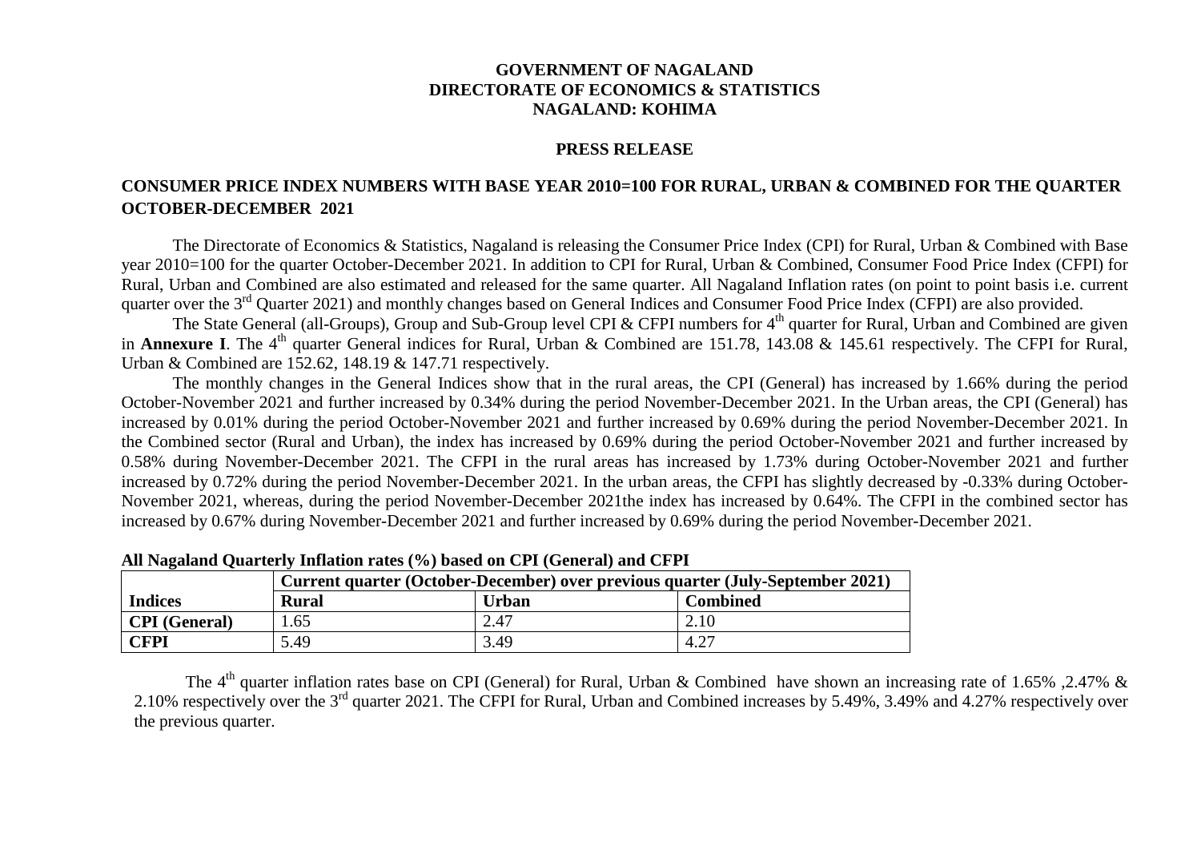**GOVERNMENT OF NAGALAND**
**DIRECTORATE OF ECONOMICS & STATISTICS**
**NAGALAND: KOHIMA**

**PRESS RELEASE**

## CONSUMER PRICE INDEX NUMBERS WITH BASE YEAR 2010=100 FOR RURAL, URBAN & COMBINED FOR THE QUARTER OCTOBER-DECEMBER 2021

The Directorate of Economics & Statistics, Nagaland is releasing the Consumer Price Index (CPI) for Rural, Urban & Combined with Base year 2010=100 for the quarter October-December 2021. In addition to CPI for Rural, Urban & Combined, Consumer Food Price Index (CFPI) for Rural, Urban and Combined are also estimated and released for the same quarter. All Nagaland Inflation rates (on point to point basis i.e. current quarter over the 3rd Quarter 2021) and monthly changes based on General Indices and Consumer Food Price Index (CFPI) are also provided.

The State General (all-Groups), Group and Sub-Group level CPI & CFPI numbers for 4th quarter for Rural, Urban and Combined are given in **Annexure I**. The 4th quarter General indices for Rural, Urban & Combined are 151.78, 143.08 & 145.61 respectively. The CFPI for Rural, Urban & Combined are 152.62, 148.19 & 147.71 respectively.

The monthly changes in the General Indices show that in the rural areas, the CPI (General) has increased by 1.66% during the period October-November 2021 and further increased by 0.34% during the period November-December 2021. In the Urban areas, the CPI (General) has increased by 0.01% during the period October-November 2021 and further increased by 0.69% during the period November-December 2021. In the Combined sector (Rural and Urban), the index has increased by 0.69% during the period October-November 2021 and further increased by 0.58% during November-December 2021. The CFPI in the rural areas has increased by 1.73% during October-November 2021 and further increased by 0.72% during the period November-December 2021. In the urban areas, the CFPI has slightly decreased by -0.33% during October-November 2021, whereas, during the period November-December 2021the index has increased by 0.64%. The CFPI in the combined sector has increased by 0.67% during November-December 2021 and further increased by 0.69% during the period November-December 2021.

**All Nagaland Quarterly Inflation rates (%) based on CPI (General) and CFPI**

| | **Current quarter (October-December) over previous quarter (July-September 2021)** | | |
|---|---|---|---|
| **Indices** | **Rural** | **Urban** | **Combined** |
| **CPI (General)** | 1.65 | 2.47 | 2.10 |
| **CFPI** | 5.49 | 3.49 | 4.27 |

The 4th quarter inflation rates base on CPI (General) for Rural, Urban & Combined have shown an increasing rate of 1.65% ,2.47% & 2.10% respectively over the 3rd quarter 2021. The CFPI for Rural, Urban and Combined increases by 5.49%, 3.49% and 4.27% respectively over the previous quarter.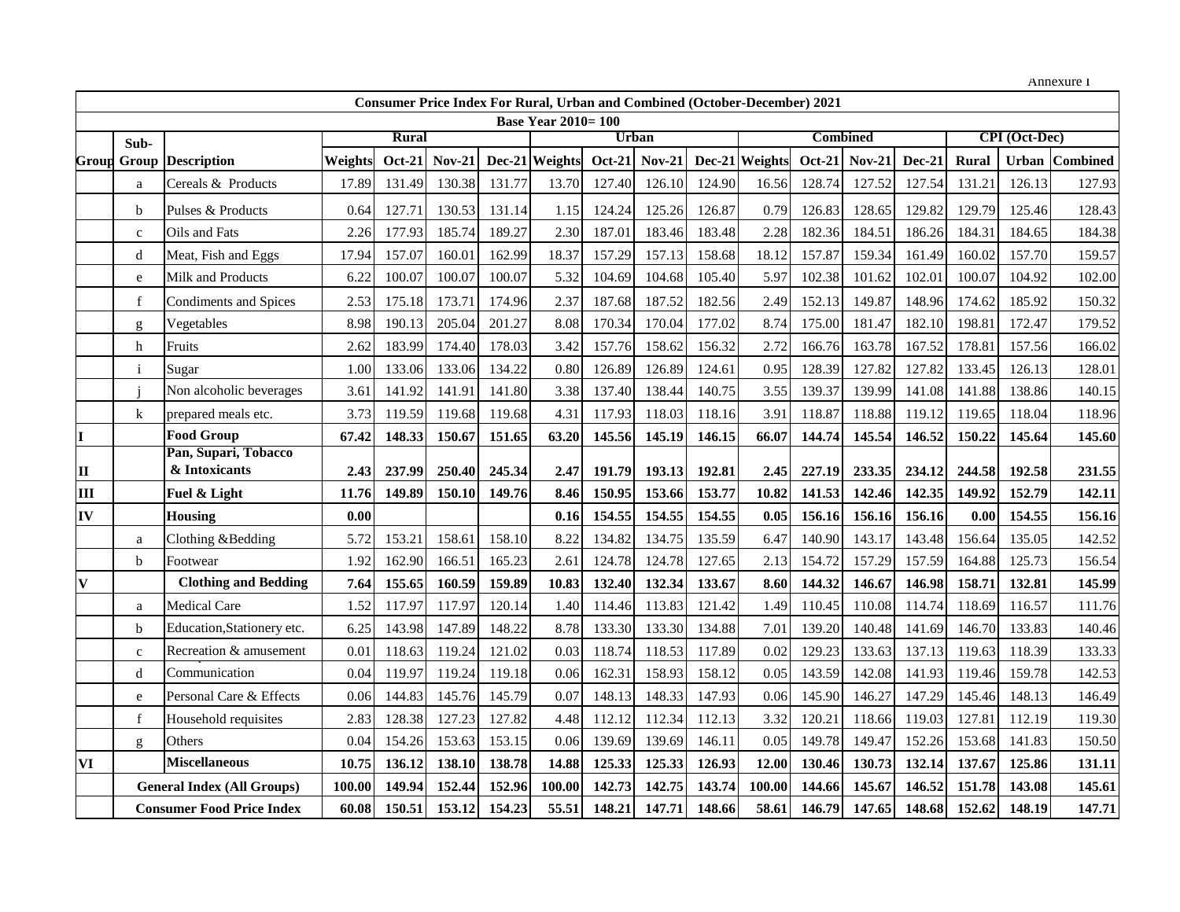Annexure I

| Consumer Price Index For Rural, Urban and Combined (October-December) 2021 | | | | | | | | | | | | | | | | | | |
|---|---|---|---|---|---|---|---|---|---|---|---|---|---|---|---|---|---|---|
| Base Year 2010= 100 | | | | | | | | | | | | | | | | | | |
| | Sub- | | Rural | | | | Urban | | | | Combined | | | | CPI (Oct-Dec) | | | |
| Group | Group | Description | Weights | Oct-21 | Nov-21 | Dec-21 | Weights | Oct-21 | Nov-21 | Dec-21 | Weights | Oct-21 | Nov-21 | Dec-21 | Rural | Urban | Combined |
| | a | Cereals & Products | 17.89 | 131.49 | 130.38 | 131.77 | 13.70 | 127.40 | 126.10 | 124.90 | 16.56 | 128.74 | 127.52 | 127.54 | 131.21 | 126.13 | 127.93 |
| | b | Pulses & Products | 0.64 | 127.71 | 130.53 | 131.14 | 1.15 | 124.24 | 125.26 | 126.87 | 0.79 | 126.83 | 128.65 | 129.82 | 129.79 | 125.46 | 128.43 |
| | c | Oils and Fats | 2.26 | 177.93 | 185.74 | 189.27 | 2.30 | 187.01 | 183.46 | 183.48 | 2.28 | 182.36 | 184.51 | 186.26 | 184.31 | 184.65 | 184.38 |
| | d | Meat, Fish and Eggs | 17.94 | 157.07 | 160.01 | 162.99 | 18.37 | 157.29 | 157.13 | 158.68 | 18.12 | 157.87 | 159.34 | 161.49 | 160.02 | 157.70 | 159.57 |
| | e | Milk and Products | 6.22 | 100.07 | 100.07 | 100.07 | 5.32 | 104.69 | 104.68 | 105.40 | 5.97 | 102.38 | 101.62 | 102.01 | 100.07 | 104.92 | 102.00 |
| | f | Condiments and Spices | 2.53 | 175.18 | 173.71 | 174.96 | 2.37 | 187.68 | 187.52 | 182.56 | 2.49 | 152.13 | 149.87 | 148.96 | 174.62 | 185.92 | 150.32 |
| | g | Vegetables | 8.98 | 190.13 | 205.04 | 201.27 | 8.08 | 170.34 | 170.04 | 177.02 | 8.74 | 175.00 | 181.47 | 182.10 | 198.81 | 172.47 | 179.52 |
| | h | Fruits | 2.62 | 183.99 | 174.40 | 178.03 | 3.42 | 157.76 | 158.62 | 156.32 | 2.72 | 166.76 | 163.78 | 167.52 | 178.81 | 157.56 | 166.02 |
| | i | Sugar | 1.00 | 133.06 | 133.06 | 134.22 | 0.80 | 126.89 | 126.89 | 124.61 | 0.95 | 128.39 | 127.82 | 127.82 | 133.45 | 126.13 | 128.01 |
| | j | Non alcoholic beverages | 3.61 | 141.92 | 141.91 | 141.80 | 3.38 | 137.40 | 138.44 | 140.75 | 3.55 | 139.37 | 139.99 | 141.08 | 141.88 | 138.86 | 140.15 |
| | k | prepared meals etc. | 3.73 | 119.59 | 119.68 | 119.68 | 4.31 | 117.93 | 118.03 | 118.16 | 3.91 | 118.87 | 118.88 | 119.12 | 119.65 | 118.04 | 118.96 |
| **I** | | **Food Group** | **67.42** | **148.33** | **150.67** | **151.65** | **63.20** | **145.56** | **145.19** | **146.15** | **66.07** | **144.74** | **145.54** | **146.52** | **150.22** | **145.64** | **145.60** |
| **II** | | **Pan, Supari, Tobacco & Intoxicants** | **2.43** | **237.99** | **250.40** | **245.34** | **2.47** | **191.79** | **193.13** | **192.81** | **2.45** | **227.19** | **233.35** | **234.12** | **244.58** | **192.58** | **231.55** |
| **III** | | **Fuel & Light** | **11.76** | **149.89** | **150.10** | **149.76** | **8.46** | **150.95** | **153.66** | **153.77** | **10.82** | **141.53** | **142.46** | **142.35** | **149.92** | **152.79** | **142.11** |
| **IV** | | **Housing** | **0.00** | | | | **0.16** | **154.55** | **154.55** | **154.55** | **0.05** | **156.16** | **156.16** | **156.16** | **0.00** | **154.55** | **156.16** |
| | a | Clothing &Bedding | 5.72 | 153.21 | 158.61 | 158.10 | 8.22 | 134.82 | 134.75 | 135.59 | 6.47 | 140.90 | 143.17 | 143.48 | 156.64 | 135.05 | 142.52 |
| | b | Footwear | 1.92 | 162.90 | 166.51 | 165.23 | 2.61 | 124.78 | 124.78 | 127.65 | 2.13 | 154.72 | 157.29 | 157.59 | 164.88 | 125.73 | 156.54 |
| **V** | | **Clothing and Bedding** | **7.64** | **155.65** | **160.59** | **159.89** | **10.83** | **132.40** | **132.34** | **133.67** | **8.60** | **144.32** | **146.67** | **146.98** | **158.71** | **132.81** | **145.99** |
| | a | Medical Care | 1.52 | 117.97 | 117.97 | 120.14 | 1.40 | 114.46 | 113.83 | 121.42 | 1.49 | 110.45 | 110.08 | 114.74 | 118.69 | 116.57 | 111.76 |
| | b | Education,Stationery etc. | 6.25 | 143.98 | 147.89 | 148.22 | 8.78 | 133.30 | 133.30 | 134.88 | 7.01 | 139.20 | 140.48 | 141.69 | 146.70 | 133.83 | 140.46 |
| | c | Recreation & amusement | 0.01 | 118.63 | 119.24 | 121.02 | 0.03 | 118.74 | 118.53 | 117.89 | 0.02 | 129.23 | 133.63 | 137.13 | 119.63 | 118.39 | 133.33 |
| | d | Communication | 0.04 | 119.97 | 119.24 | 119.18 | 0.06 | 162.31 | 158.93 | 158.12 | 0.05 | 143.59 | 142.08 | 141.93 | 119.46 | 159.78 | 142.53 |
| | e | Personal Care & Effects | 0.06 | 144.83 | 145.76 | 145.79 | 0.07 | 148.13 | 148.33 | 147.93 | 0.06 | 145.90 | 146.27 | 147.29 | 145.46 | 148.13 | 146.49 |
| | f | Household requisites | 2.83 | 128.38 | 127.23 | 127.82 | 4.48 | 112.12 | 112.34 | 112.13 | 3.32 | 120.21 | 118.66 | 119.03 | 127.81 | 112.19 | 119.30 |
| | g | Others | 0.04 | 154.26 | 153.63 | 153.15 | 0.06 | 139.69 | 139.69 | 146.11 | 0.05 | 149.78 | 149.47 | 152.26 | 153.68 | 141.83 | 150.50 |
| **VI** | | **Miscellaneous** | **10.75** | **136.12** | **138.10** | **138.78** | **14.88** | **125.33** | **125.33** | **126.93** | **12.00** | **130.46** | **130.73** | **132.14** | **137.67** | **125.86** | **131.11** |
| | **General Index (All Groups)** | | **100.00** | **149.94** | **152.44** | **152.96** | **100.00** | **142.73** | **142.75** | **143.74** | **100.00** | **144.66** | **145.67** | **146.52** | **151.78** | **143.08** | **145.61** |
| | **Consumer Food Price Index** | | **60.08** | **150.51** | **153.12** | **154.23** | **55.51** | **148.21** | **147.71** | **148.66** | **58.61** | **146.79** | **147.65** | **148.68** | **152.62** | **148.19** | **147.71** |